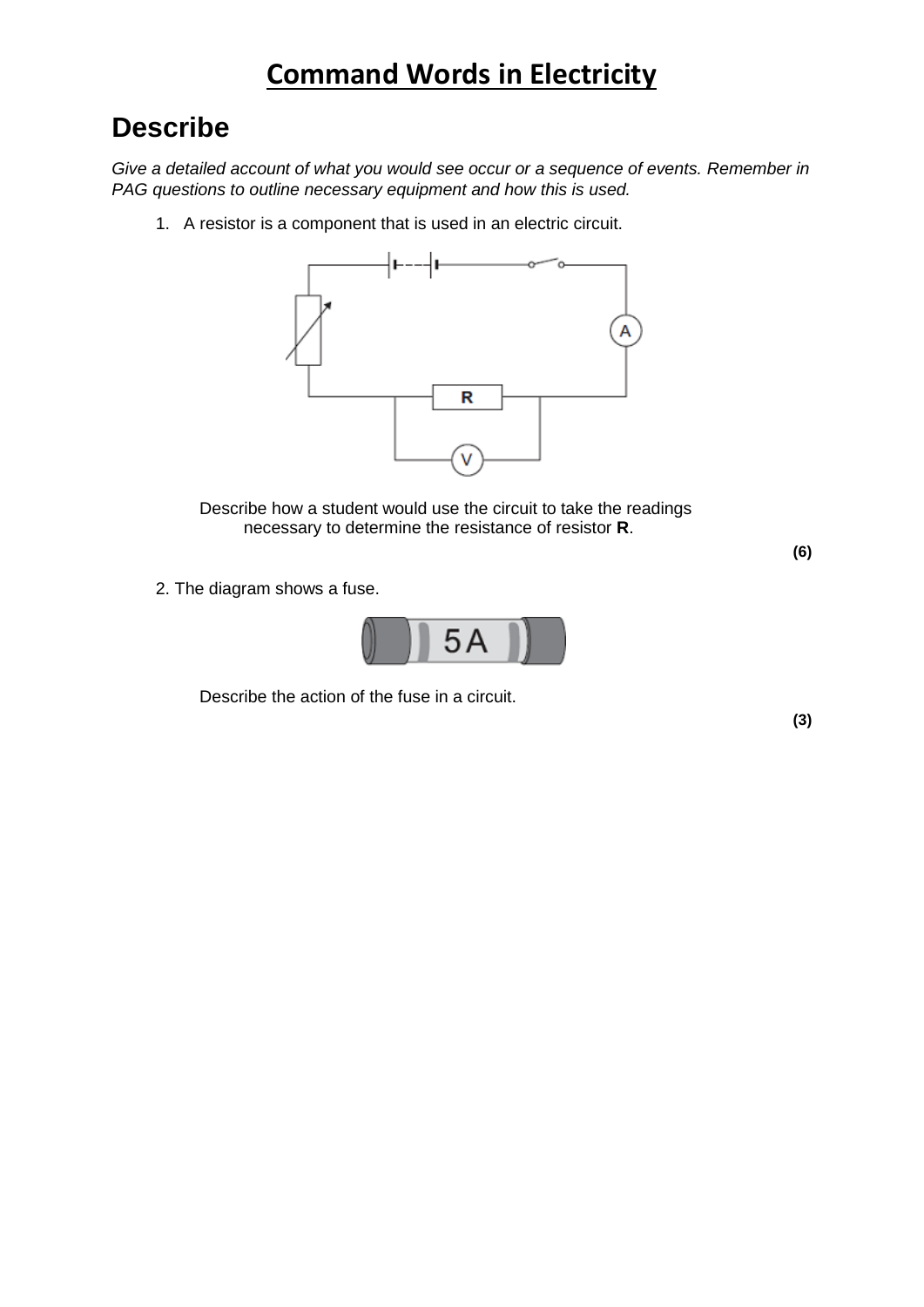# Command Words in Electricity

## Describe

*Give a detailed account of what you would see occur or a sequence of events. Remember in PAG questions to outline necessary equipment and how this is used.*

1. A resistor is a component that is used in an electric circuit.

   Describe how a student would use the circuit to take the readings necessary to determine the resistance of resistor **R**.

   **(6)**

2. The diagram shows a fuse.

   Describe the action of the fuse in a circuit.

   **(3)**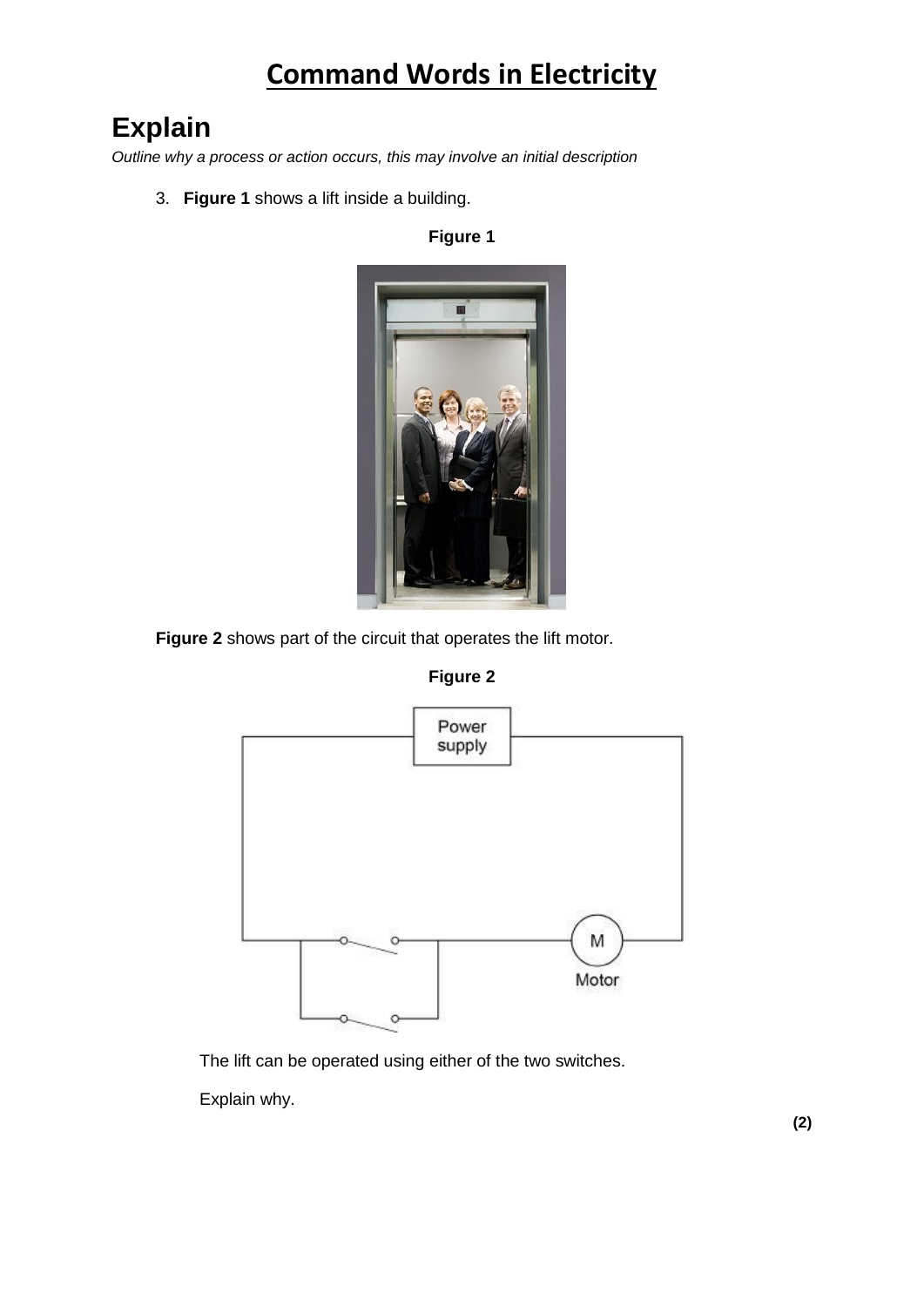# Command Words in Electricity

## Explain

*Outline why a process or action occurs, this may involve an initial description*

3. **Figure 1** shows a lift inside a building.

**Figure 1**

**Figure 2** shows part of the circuit that operates the lift motor.

**Figure 2**

Power supply

M

Motor

The lift can be operated using either of the two switches.

Explain why.

**(2)**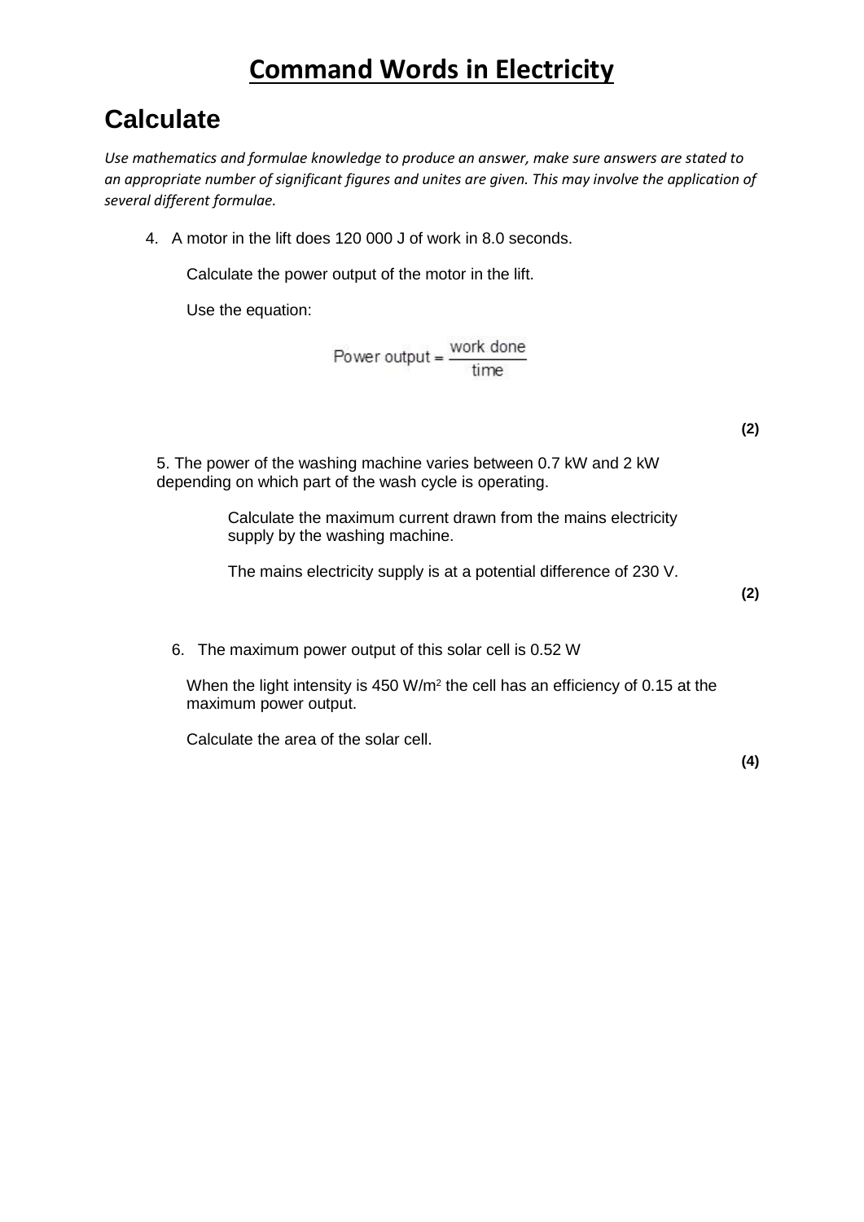# Command Words in Electricity

## Calculate

*Use mathematics and formulae knowledge to produce an answer, make sure answers are stated to an appropriate number of significant figures and unites are given. This may involve the application of several different formulae.*

4. A motor in the lift does 120 000 J of work in 8.0 seconds.

   Calculate the power output of the motor in the lift.

   Use the equation:

$$\text{Power output} = \frac{\text{work done}}{\text{time}}$$

**(2)**

5. The power of the washing machine varies between 0.7 kW and 2 kW depending on which part of the wash cycle is operating.

   Calculate the maximum current drawn from the mains electricity supply by the washing machine.

   The mains electricity supply is at a potential difference of 230 V.

**(2)**

6. The maximum power output of this solar cell is 0.52 W

   When the light intensity is 450 W/m$^2$ the cell has an efficiency of 0.15 at the maximum power output.

   Calculate the area of the solar cell.

**(4)**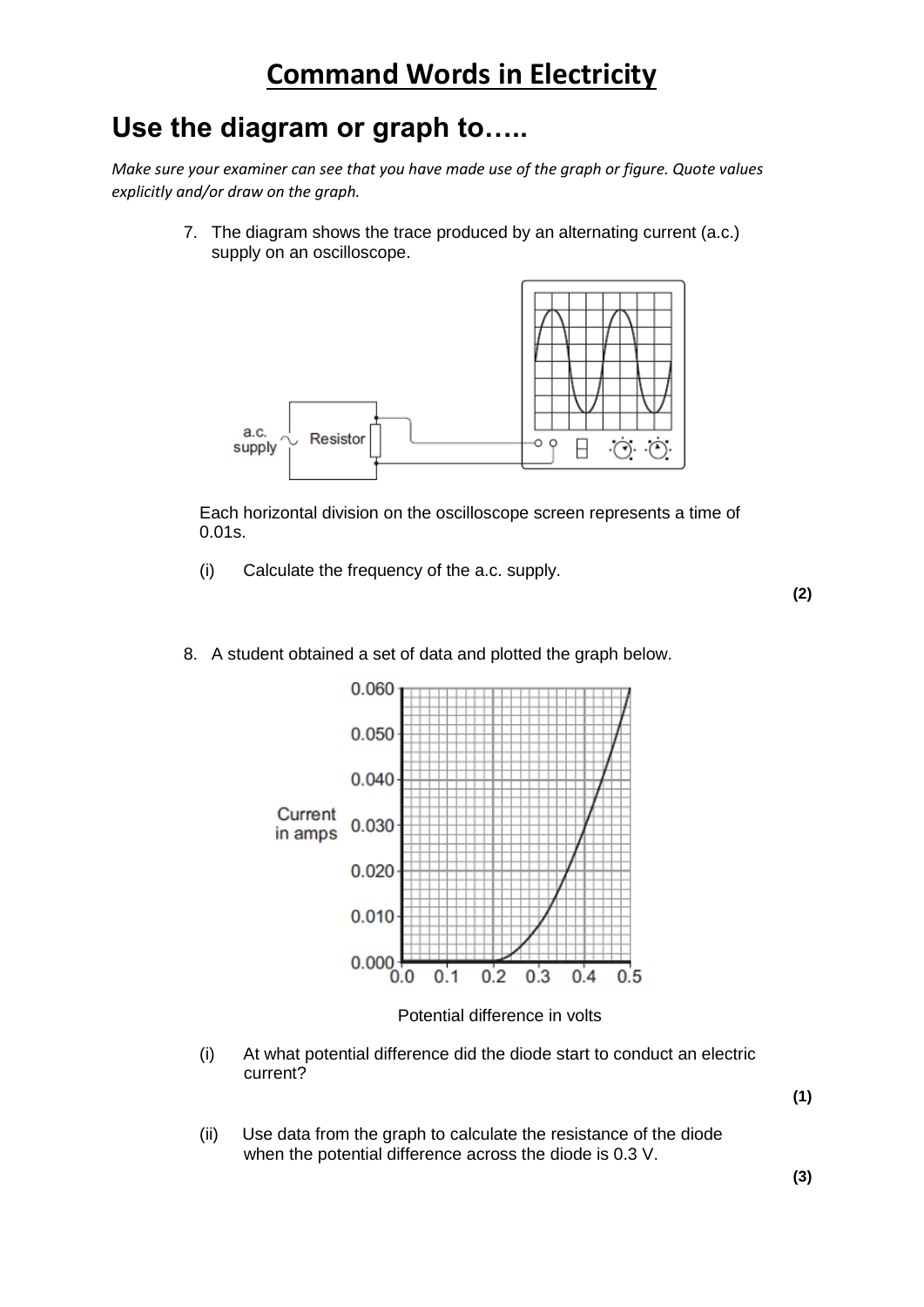# Command Words in Electricity

## Use the diagram or graph to…..

*Make sure your examiner can see that you have made use of the graph or figure. Quote values explicitly and/or draw on the graph.*

7. The diagram shows the trace produced by an alternating current (a.c.) supply on an oscilloscope.

Each horizontal division on the oscilloscope screen represents a time of 0.01s.

(i) Calculate the frequency of the a.c. supply.

**(2)**

8. A student obtained a set of data and plotted the graph below.

Potential difference in volts

(i) At what potential difference did the diode start to conduct an electric current?

**(1)**

(ii) Use data from the graph to calculate the resistance of the diode when the potential difference across the diode is 0.3 V.

**(3)**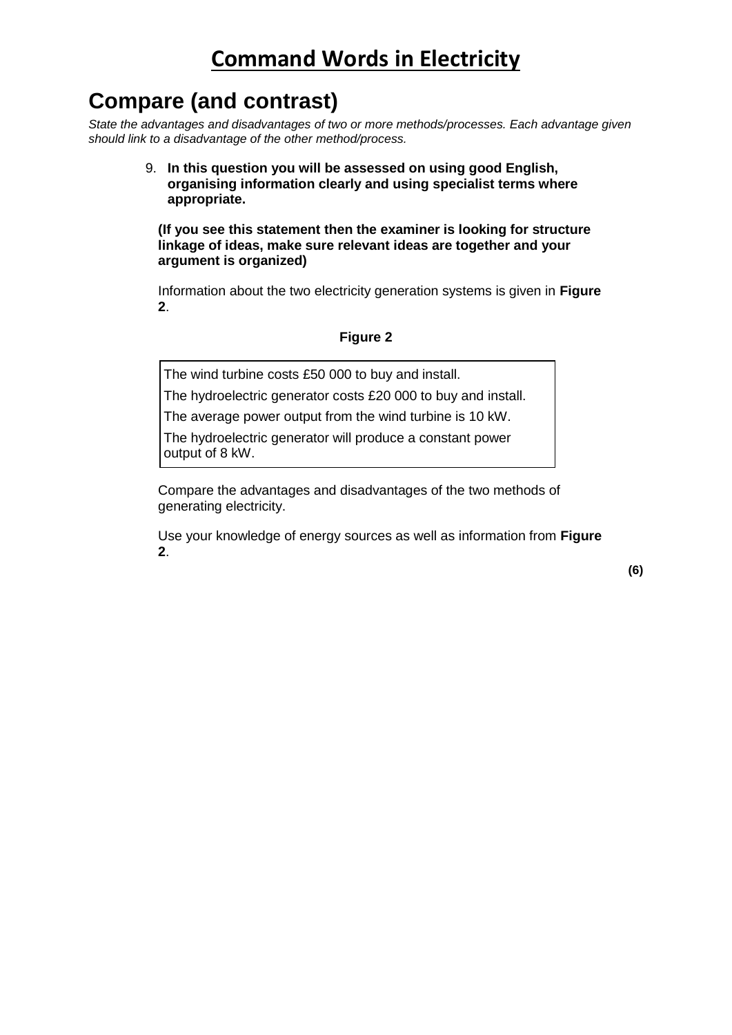# Command Words in Electricity

## Compare (and contrast)

*State the advantages and disadvantages of two or more methods/processes. Each advantage given should link to a disadvantage of the other method/process.*

9. **In this question you will be assessed on using good English, organising information clearly and using specialist terms where appropriate.**

**(If you see this statement then the examiner is looking for structure linkage of ideas, make sure relevant ideas are together and your argument is organized)**

Information about the two electricity generation systems is given in **Figure 2**.

**Figure 2**

| |
|---|
| The wind turbine costs £50 000 to buy and install. |
| The hydroelectric generator costs £20 000 to buy and install. |
| The average power output from the wind turbine is 10 kW. |
| The hydroelectric generator will produce a constant power output of 8 kW. |

Compare the advantages and disadvantages of the two methods of generating electricity.

Use your knowledge of energy sources as well as information from **Figure 2**.

**(6)**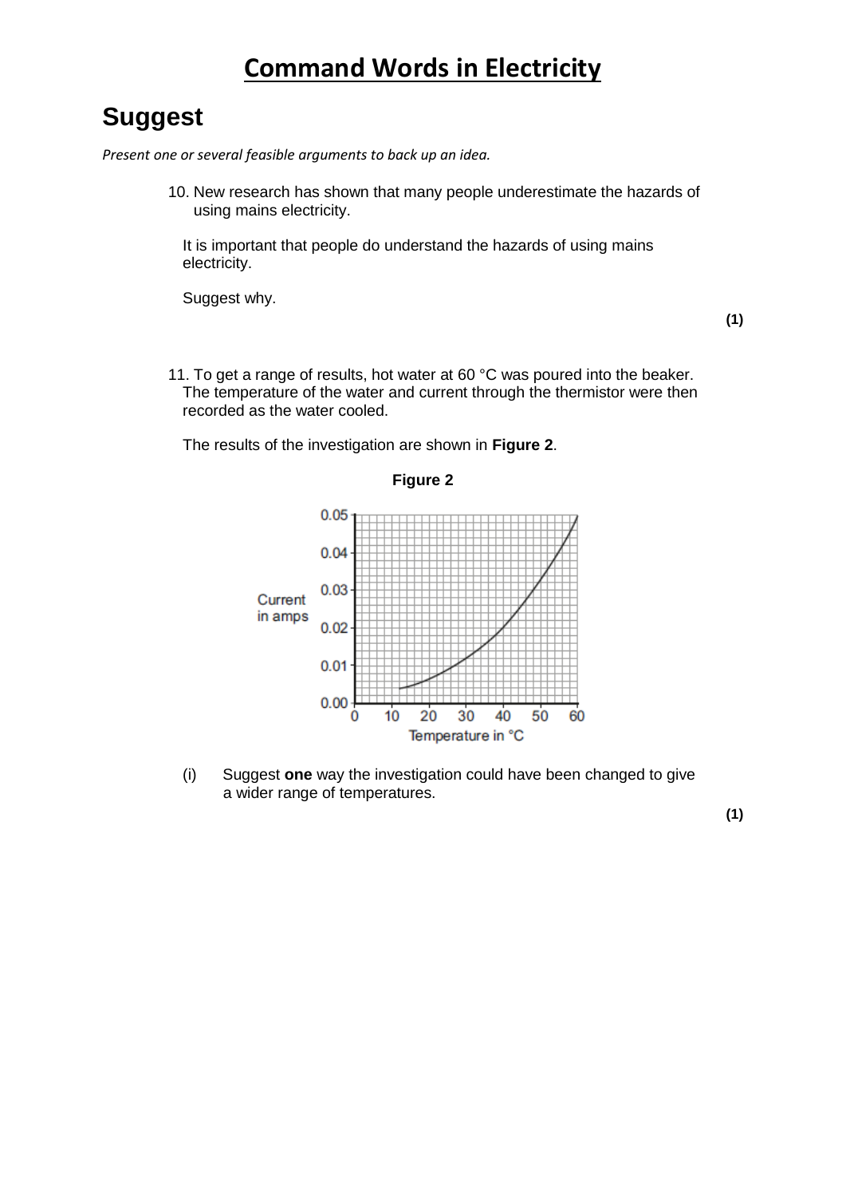# Command Words in Electricity

## Suggest

*Present one or several feasible arguments to back up an idea.*

10. New research has shown that many people underestimate the hazards of using mains electricity.

It is important that people do understand the hazards of using mains electricity.

Suggest why.

**(1)**

11. To get a range of results, hot water at 60 °C was poured into the beaker. The temperature of the water and current through the thermistor were then recorded as the water cooled.

The results of the investigation are shown in **Figure 2**.

**Figure 2**

(i) Suggest **one** way the investigation could have been changed to give a wider range of temperatures.

**(1)**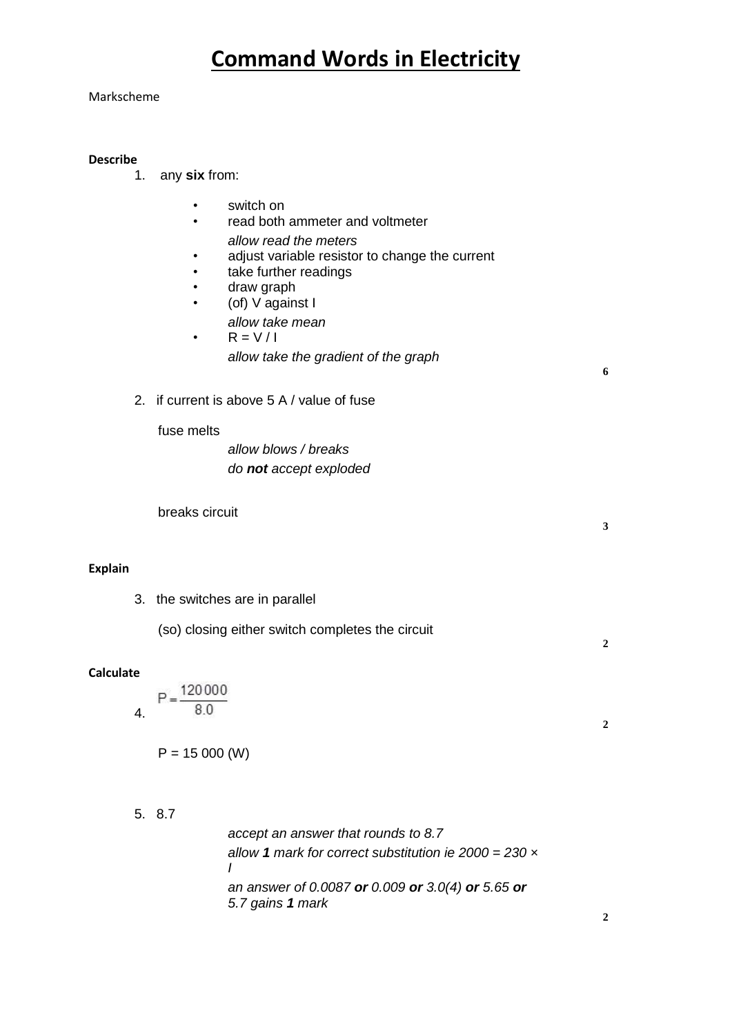# Command Words in Electricity

Markscheme

**Describe**

1. any **six** from:

   - switch on
   - read both ammeter and voltmeter
     *allow read the meters*
   - adjust variable resistor to change the current
   - take further readings
   - draw graph
   - (of) V against I
     *allow take mean*
   - R = V / I
     *allow take the gradient of the graph*

   **6**

2. if current is above 5 A / value of fuse

   fuse melts
   *allow blows / breaks*
   *do **not** accept exploded*

   breaks circuit

   **3**

**Explain**

3. the switches are in parallel

   (so) closing either switch completes the circuit

   **2**

**Calculate**

4. $P = \frac{120\,000}{8.0}$

   **2**

   P = 15 000 (W)

5. 8.7
   *accept an answer that rounds to 8.7*
   *allow **1** mark for correct substitution ie 2000 = 230 × I*
   *an answer of 0.0087 **or** 0.009 **or** 3.0(4) **or** 5.65 **or** 5.7 gains **1** mark*

   **2**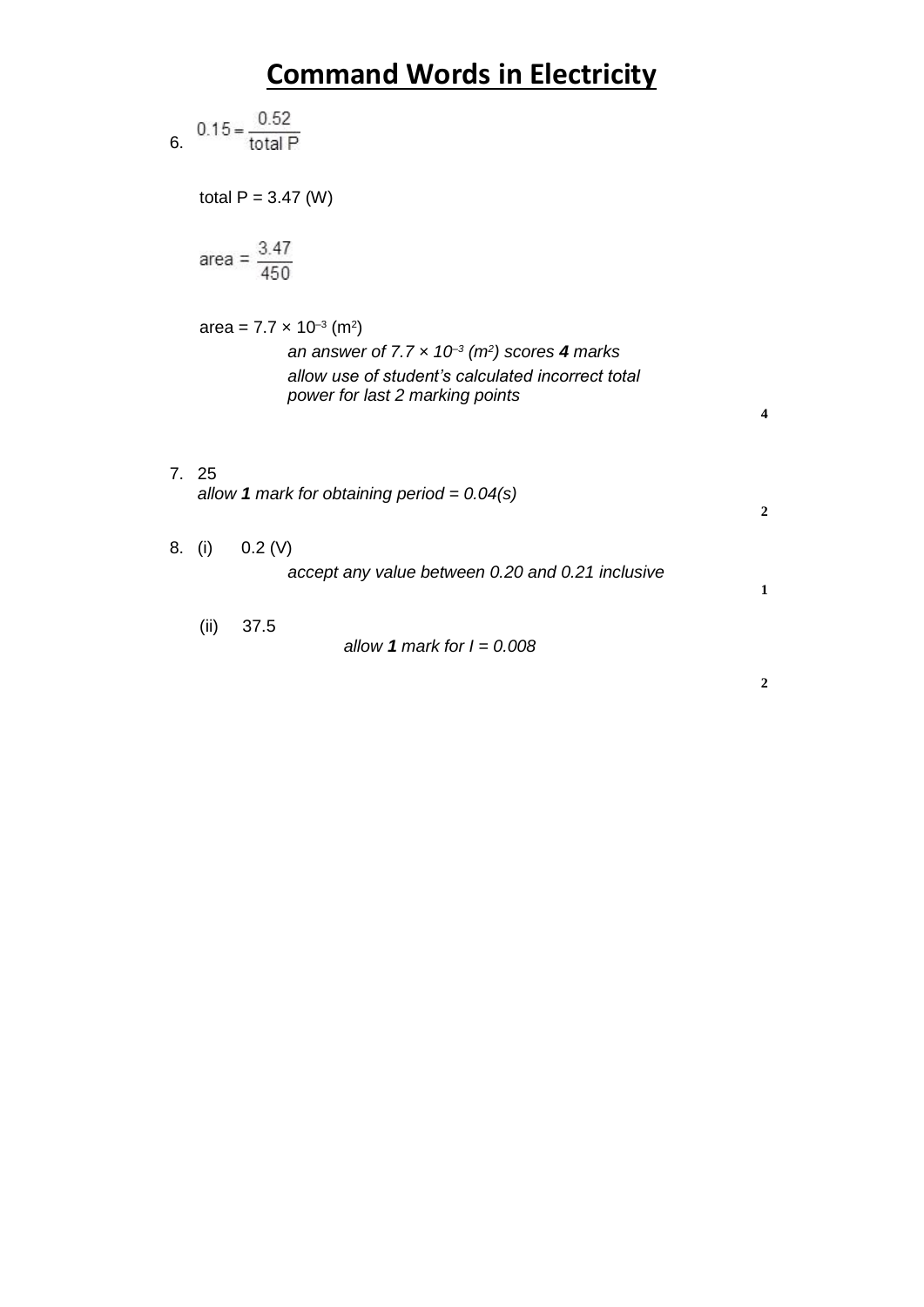# Command Words in Electricity

6. $0.15 = \frac{0.52}{\text{total P}}$

   total P = 3.47 (W)

   $\text{area} = \frac{3.47}{450}$

   area = $7.7 \times 10^{-3}$ ($m^2$)

   *an answer of $7.7 \times 10^{-3}$ ($m^2$) scores **4** marks*

   *allow use of student's calculated incorrect total power for last 2 marking points*

   **4**

7. 25

   *allow **1** mark for obtaining period = 0.04(s)*

   **2**

8. (i) 0.2 (V)

   *accept any value between 0.20 and 0.21 inclusive*

   **1**

   (ii) 37.5

   *allow **1** mark for I = 0.008*

   **2**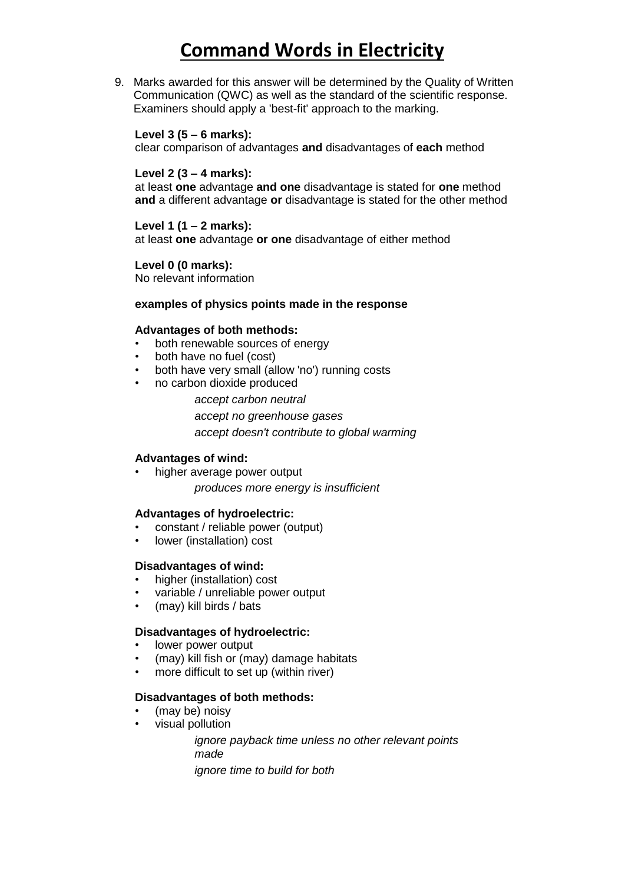# Command Words in Electricity

9. Marks awarded for this answer will be determined by the Quality of Written Communication (QWC) as well as the standard of the scientific response. Examiners should apply a 'best-fit' approach to the marking.

**Level 3 (5 – 6 marks):**
clear comparison of advantages **and** disadvantages of **each** method

**Level 2 (3 – 4 marks):**
at least **one** advantage **and one** disadvantage is stated for **one** method **and** a different advantage **or** disadvantage is stated for the other method

**Level 1 (1 – 2 marks):**
at least **one** advantage **or one** disadvantage of either method

**Level 0 (0 marks):**
No relevant information

**examples of physics points made in the response**

**Advantages of both methods:**

- both renewable sources of energy
- both have no fuel (cost)
- both have very small (allow 'no') running costs
- no carbon dioxide produced

  *accept carbon neutral*

  *accept no greenhouse gases*

  *accept doesn't contribute to global warming*

**Advantages of wind:**

- higher average power output

  *produces more energy is insufficient*

**Advantages of hydroelectric:**

- constant / reliable power (output)
- lower (installation) cost

**Disadvantages of wind:**

- higher (installation) cost
- variable / unreliable power output
- (may) kill birds / bats

**Disadvantages of hydroelectric:**

- lower power output
- (may) kill fish or (may) damage habitats
- more difficult to set up (within river)

**Disadvantages of both methods:**

- (may be) noisy
- visual pollution

  *ignore payback time unless no other relevant points made*

  *ignore time to build for both*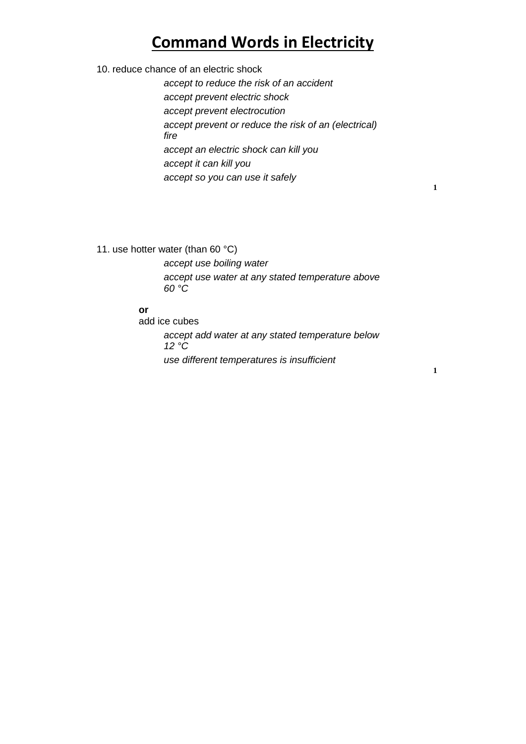# Command Words in Electricity

10. reduce chance of an electric shock

    *accept to reduce the risk of an accident*

    *accept prevent electric shock*

    *accept prevent electrocution*

    *accept prevent or reduce the risk of an (electrical) fire*

    *accept an electric shock can kill you*

    *accept it can kill you*

    *accept so you can use it safely*

    **1**

11. use hotter water (than 60 °C)

    *accept use boiling water*

    *accept use water at any stated temperature above 60 °C*

    **or**

    add ice cubes

    *accept add water at any stated temperature below 12 °C*

    *use different temperatures is insufficient*

    **1**